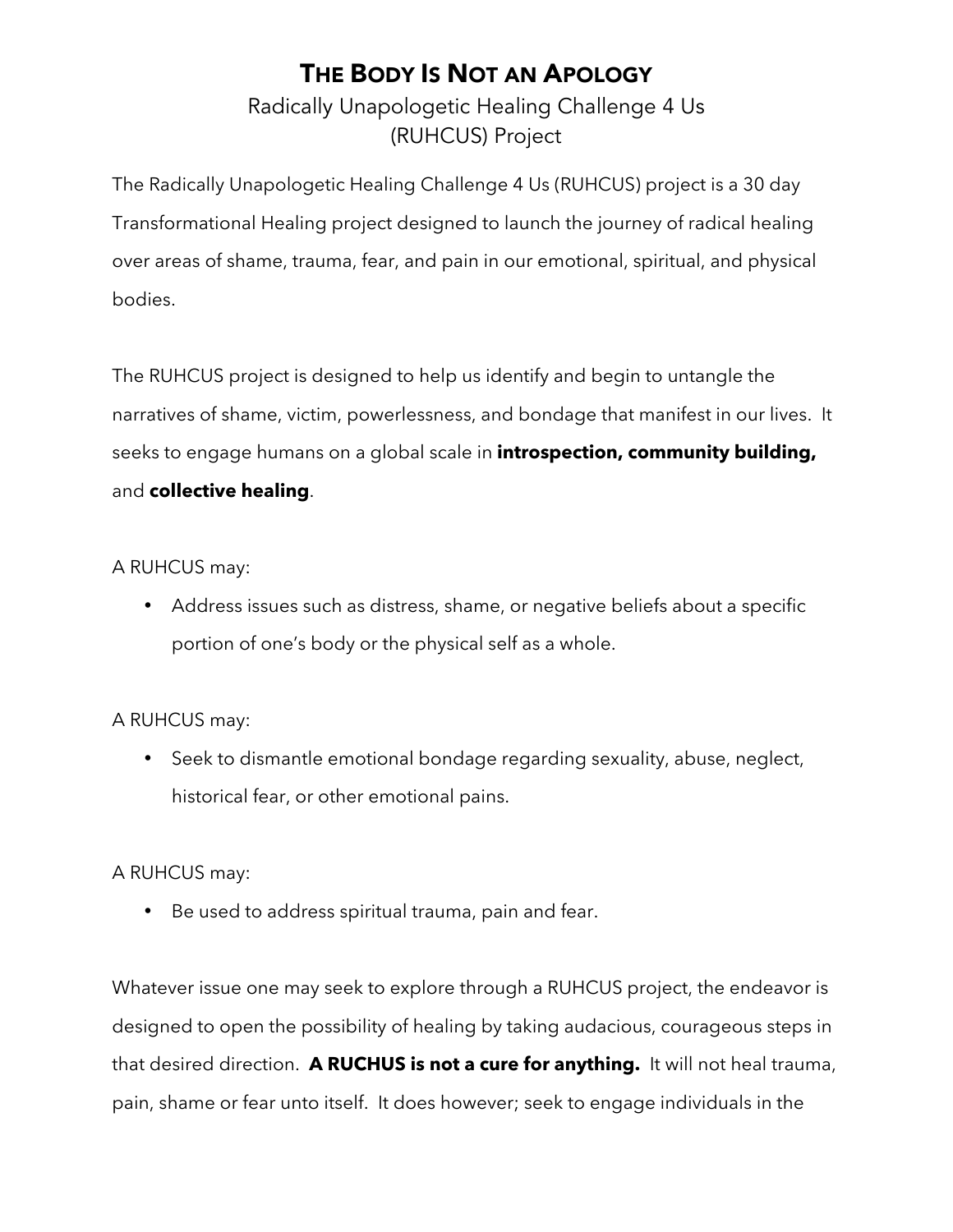# THE BODY IS NOT AN APOLOGY

## Radically Unapologetic Healing Challenge 4 Us (RUHCUS) Project

The Radically Unapologetic Healing Challenge 4 Us (RUHCUS) project is a 30 day Transformational Healing project designed to launch the journey of radical healing over areas of shame, trauma, fear, and pain in our emotional, spiritual, and physical bodies.

The RUHCUS project is designed to help us identify and begin to untangle the narratives of shame, victim, powerlessness, and bondage that manifest in our lives. It seeks to engage humans on a global scale in **introspection, community building,** and **collective healing**.

A RUHCUS may:

- Address issues such as distress, shame, or negative beliefs about a specific portion of one's body or the physical self as a whole.

A RUHCUS may:

- Seek to dismantle emotional bondage regarding sexuality, abuse, neglect, historical fear, or other emotional pains.

A RUHCUS may:

- Be used to address spiritual trauma, pain and fear.

Whatever issue one may seek to explore through a RUHCUS project, the endeavor is designed to open the possibility of healing by taking audacious, courageous steps in that desired direction. **A RUCHUS is not a cure for anything.** It will not heal trauma, pain, shame or fear unto itself. It does however; seek to engage individuals in the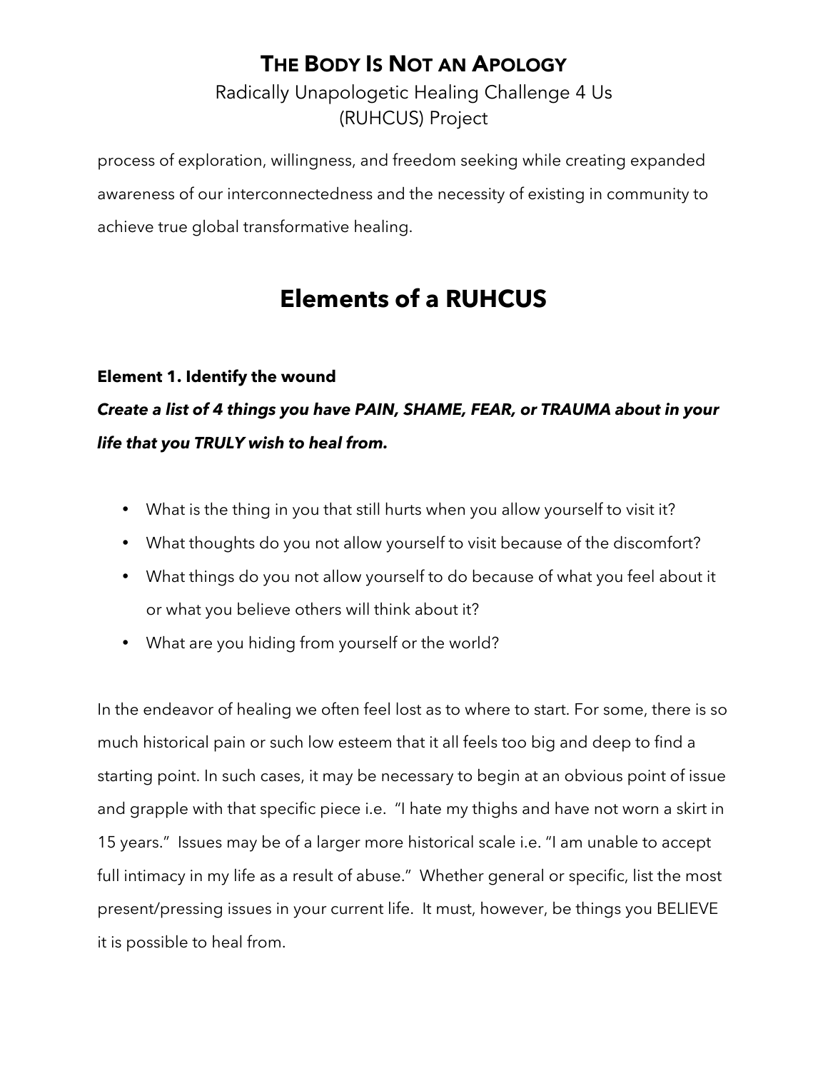process of exploration, willingness, and freedom seeking while creating expanded awareness of our interconnectedness and the necessity of existing in community to achieve true global transformative healing.

# Elements of a RUHCUS

### Element 1. Identify the wound

***Create a list of 4 things you have PAIN, SHAME, FEAR, or TRAUMA about in your life that you TRULY wish to heal from.***

- What is the thing in you that still hurts when you allow yourself to visit it?
- What thoughts do you not allow yourself to visit because of the discomfort?
- What things do you not allow yourself to do because of what you feel about it or what you believe others will think about it?
- What are you hiding from yourself or the world?

In the endeavor of healing we often feel lost as to where to start. For some, there is so much historical pain or such low esteem that it all feels too big and deep to find a starting point. In such cases, it may be necessary to begin at an obvious point of issue and grapple with that specific piece i.e. "I hate my thighs and have not worn a skirt in 15 years." Issues may be of a larger more historical scale i.e. "I am unable to accept full intimacy in my life as a result of abuse." Whether general or specific, list the most present/pressing issues in your current life. It must, however, be things you BELIEVE it is possible to heal from.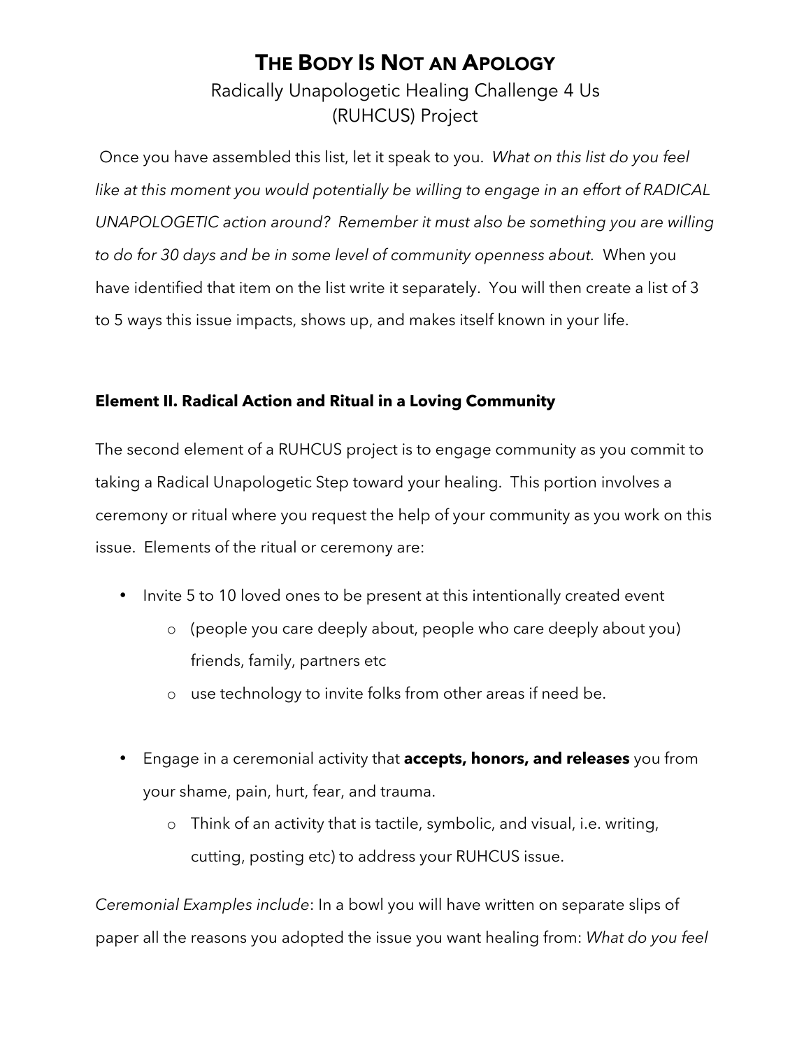# THE BODY IS NOT AN APOLOGY

Radically Unapologetic Healing Challenge 4 Us (RUHCUS) Project

Once you have assembled this list, let it speak to you. *What on this list do you feel like at this moment you would potentially be willing to engage in an effort of RADICAL UNAPOLOGETIC action around? Remember it must also be something you are willing to do for 30 days and be in some level of community openness about.* When you have identified that item on the list write it separately. You will then create a list of 3 to 5 ways this issue impacts, shows up, and makes itself known in your life.

**Element II. Radical Action and Ritual in a Loving Community**

The second element of a RUHCUS project is to engage community as you commit to taking a Radical Unapologetic Step toward your healing. This portion involves a ceremony or ritual where you request the help of your community as you work on this issue. Elements of the ritual or ceremony are:

- Invite 5 to 10 loved ones to be present at this intentionally created event
  - (people you care deeply about, people who care deeply about you) friends, family, partners etc
  - use technology to invite folks from other areas if need be.

- Engage in a ceremonial activity that **accepts, honors, and releases** you from your shame, pain, hurt, fear, and trauma.
  - Think of an activity that is tactile, symbolic, and visual, i.e. writing, cutting, posting etc) to address your RUHCUS issue.

*Ceremonial Examples include*: In a bowl you will have written on separate slips of paper all the reasons you adopted the issue you want healing from: *What do you feel*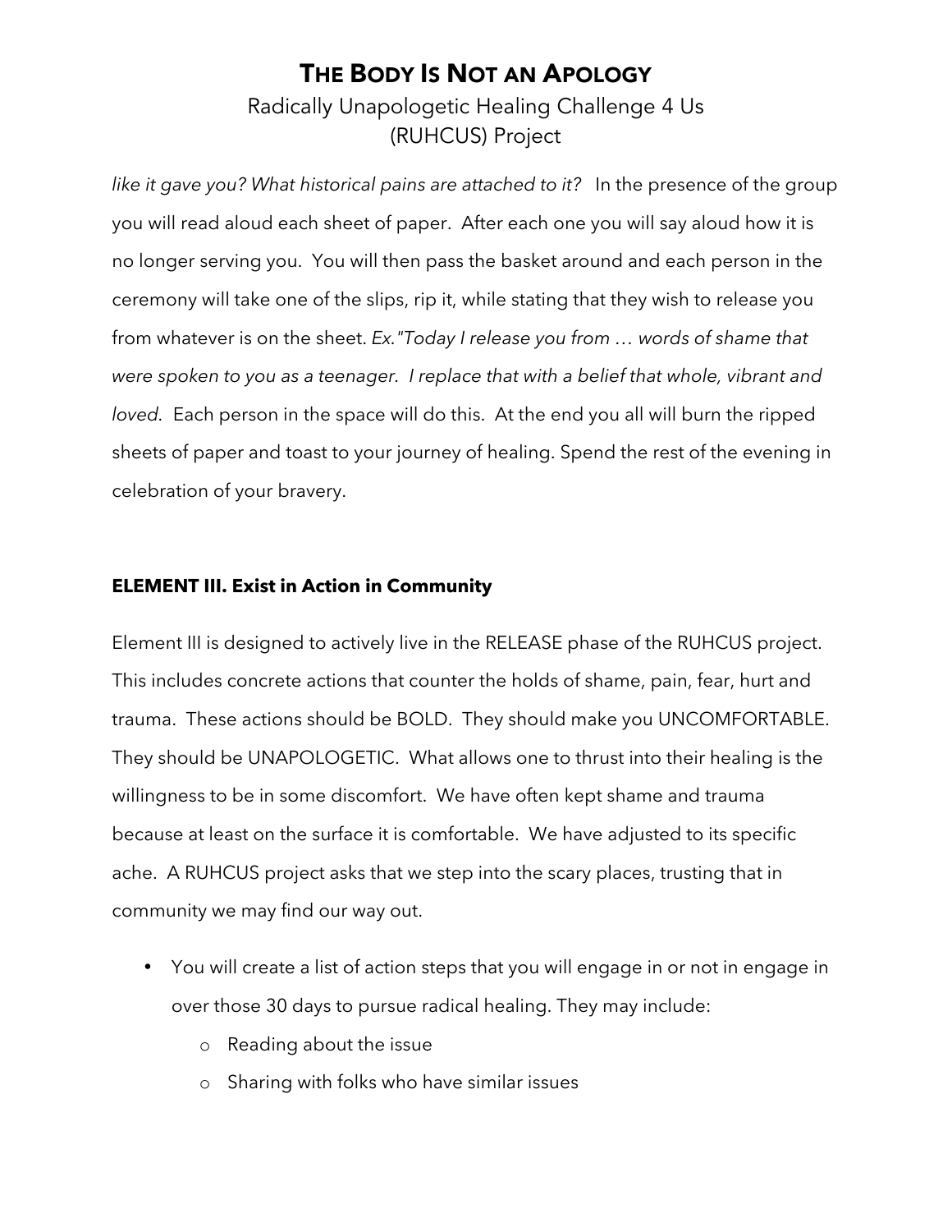*like it gave you? What historical pains are attached to it?* In the presence of the group you will read aloud each sheet of paper. After each one you will say aloud how it is no longer serving you. You will then pass the basket around and each person in the ceremony will take one of the slips, rip it, while stating that they wish to release you from whatever is on the sheet. *Ex."Today I release you from … words of shame that were spoken to you as a teenager. I replace that with a belief that whole, vibrant and loved.* Each person in the space will do this. At the end you all will burn the ripped sheets of paper and toast to your journey of healing. Spend the rest of the evening in celebration of your bravery.

### ELEMENT III. Exist in Action in Community

Element III is designed to actively live in the RELEASE phase of the RUHCUS project. This includes concrete actions that counter the holds of shame, pain, fear, hurt and trauma. These actions should be BOLD. They should make you UNCOMFORTABLE. They should be UNAPOLOGETIC. What allows one to thrust into their healing is the willingness to be in some discomfort. We have often kept shame and trauma because at least on the surface it is comfortable. We have adjusted to its specific ache. A RUHCUS project asks that we step into the scary places, trusting that in community we may find our way out.

- You will create a list of action steps that you will engage in or not in engage in over those 30 days to pursue radical healing. They may include:
  - Reading about the issue
  - Sharing with folks who have similar issues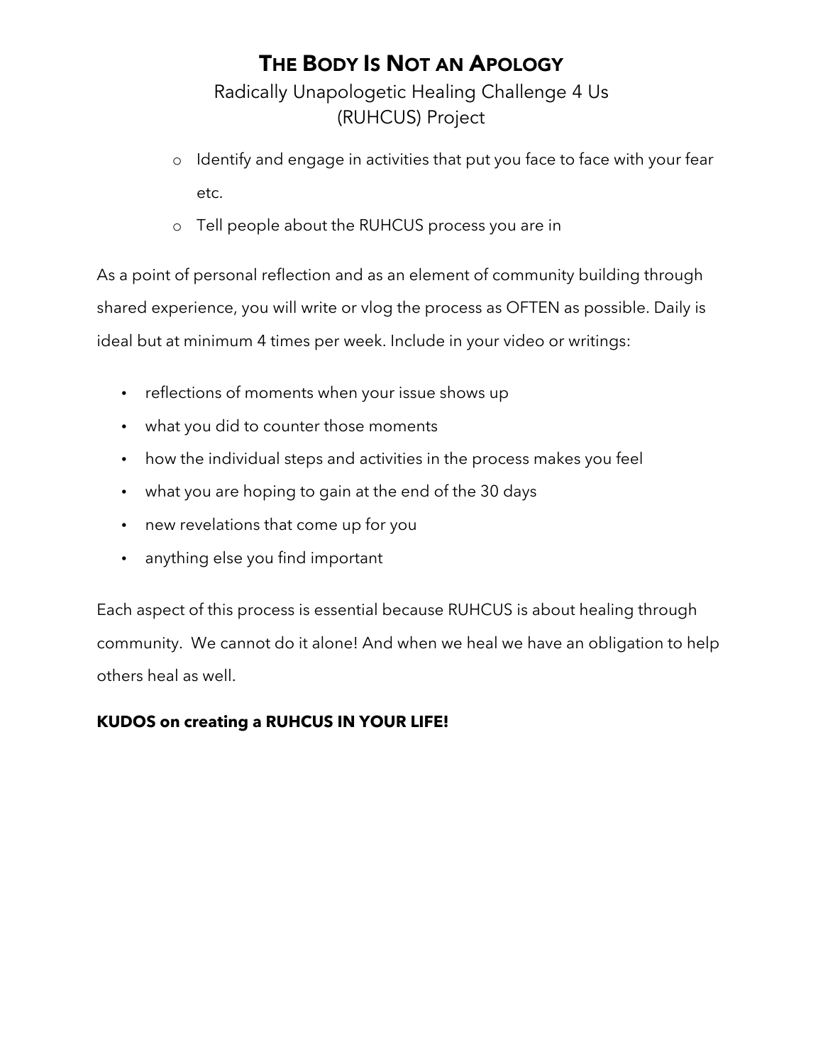- Identify and engage in activities that put you face to face with your fear etc.
- Tell people about the RUHCUS process you are in

As a point of personal reflection and as an element of community building through shared experience, you will write or vlog the process as OFTEN as possible. Daily is ideal but at minimum 4 times per week. Include in your video or writings:

- reflections of moments when your issue shows up
- what you did to counter those moments
- how the individual steps and activities in the process makes you feel
- what you are hoping to gain at the end of the 30 days
- new revelations that come up for you
- anything else you find important

Each aspect of this process is essential because RUHCUS is about healing through community. We cannot do it alone! And when we heal we have an obligation to help others heal as well.

**KUDOS on creating a RUHCUS IN YOUR LIFE!**